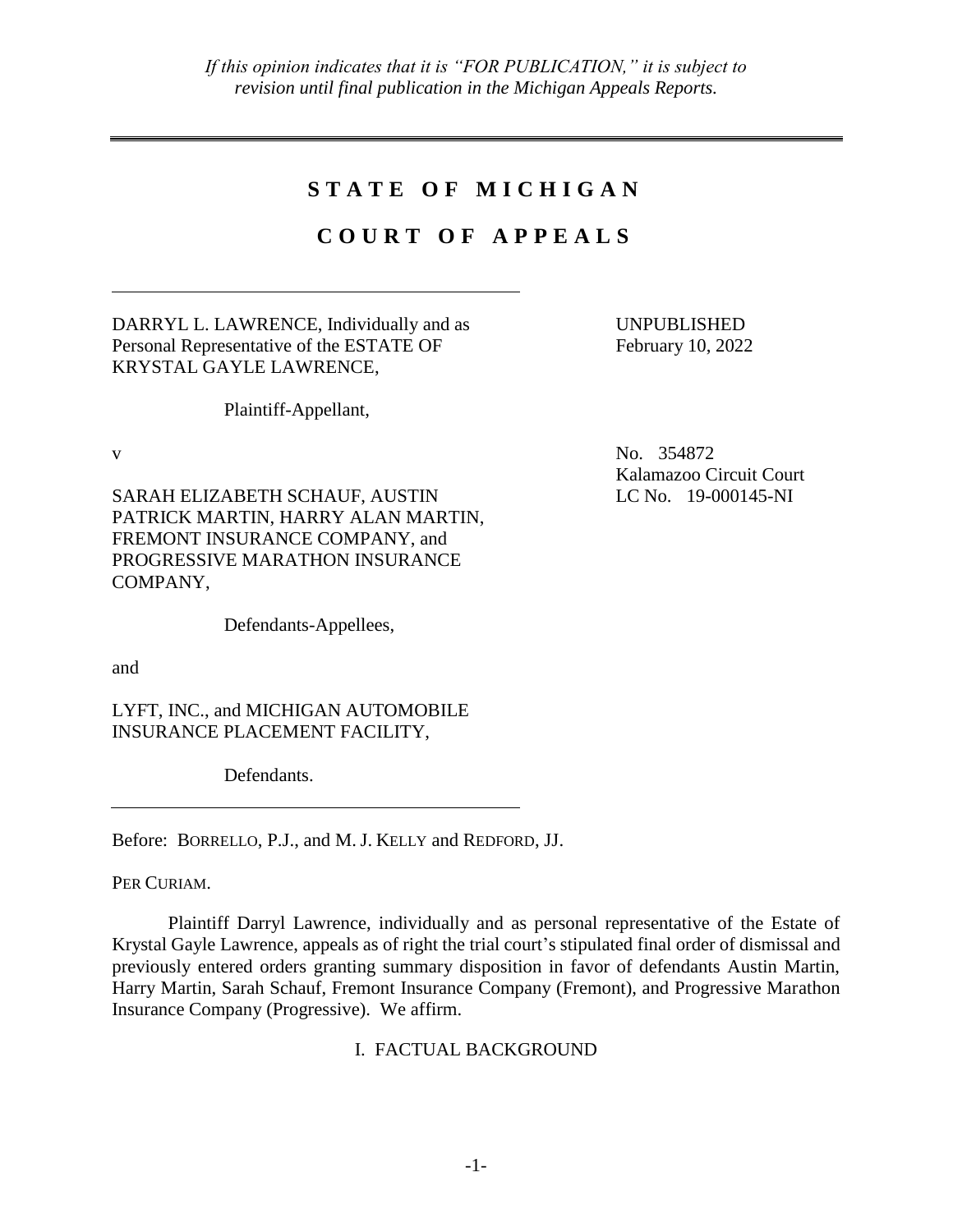*If this opinion indicates that it is "FOR PUBLICATION," it is subject to revision until final publication in the Michigan Appeals Reports.*

---

# STATE OF MICHIGAN

# COURT OF APPEALS

---

DARRYL L. LAWRENCE, Individually and as Personal Representative of the ESTATE OF KRYSTAL GAYLE LAWRENCE,

Plaintiff-Appellant,

UNPUBLISHED
February 10, 2022

v

No. 354872
Kalamazoo Circuit Court
LC No. 19-000145-NI

SARAH ELIZABETH SCHAUF, AUSTIN PATRICK MARTIN, HARRY ALAN MARTIN, FREMONT INSURANCE COMPANY, and PROGRESSIVE MARATHON INSURANCE COMPANY,

Defendants-Appellees,

and

LYFT, INC., and MICHIGAN AUTOMOBILE INSURANCE PLACEMENT FACILITY,

Defendants.

---

Before: BORRELLO, P.J., and M. J. KELLY and REDFORD, JJ.

PER CURIAM.

Plaintiff Darryl Lawrence, individually and as personal representative of the Estate of Krystal Gayle Lawrence, appeals as of right the trial court's stipulated final order of dismissal and previously entered orders granting summary disposition in favor of defendants Austin Martin, Harry Martin, Sarah Schauf, Fremont Insurance Company (Fremont), and Progressive Marathon Insurance Company (Progressive). We affirm.

## I. FACTUAL BACKGROUND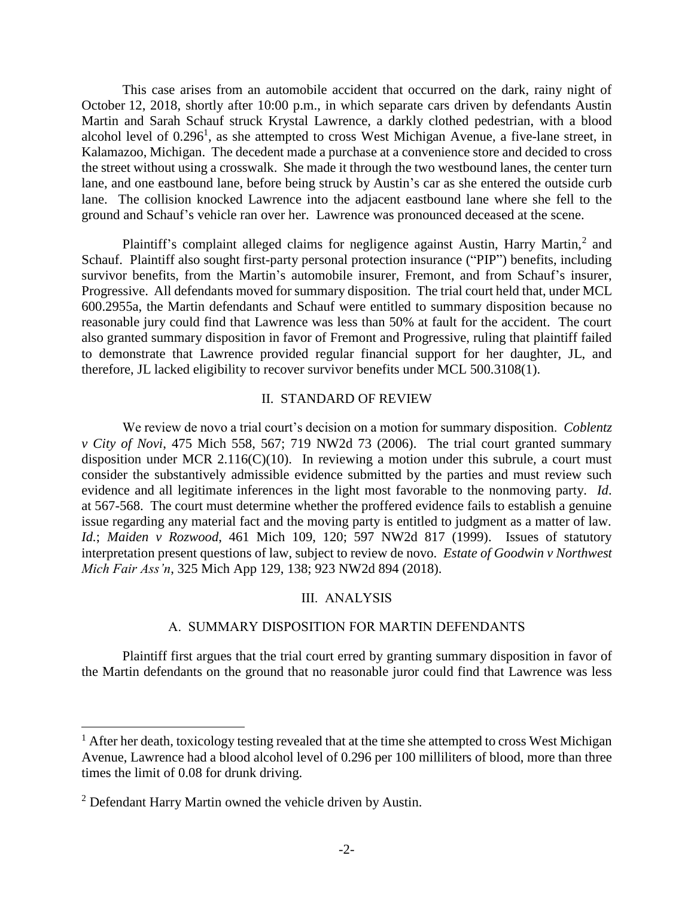This case arises from an automobile accident that occurred on the dark, rainy night of October 12, 2018, shortly after 10:00 p.m., in which separate cars driven by defendants Austin Martin and Sarah Schauf struck Krystal Lawrence, a darkly clothed pedestrian, with a blood alcohol level of 0.296[1], as she attempted to cross West Michigan Avenue, a five-lane street, in Kalamazoo, Michigan. The decedent made a purchase at a convenience store and decided to cross the street without using a crosswalk. She made it through the two westbound lanes, the center turn lane, and one eastbound lane, before being struck by Austin's car as she entered the outside curb lane. The collision knocked Lawrence into the adjacent eastbound lane where she fell to the ground and Schauf's vehicle ran over her. Lawrence was pronounced deceased at the scene.

Plaintiff's complaint alleged claims for negligence against Austin, Harry Martin,[2] and Schauf. Plaintiff also sought first-party personal protection insurance ("PIP") benefits, including survivor benefits, from the Martin's automobile insurer, Fremont, and from Schauf's insurer, Progressive. All defendants moved for summary disposition. The trial court held that, under MCL 600.2955a, the Martin defendants and Schauf were entitled to summary disposition because no reasonable jury could find that Lawrence was less than 50% at fault for the accident. The court also granted summary disposition in favor of Fremont and Progressive, ruling that plaintiff failed to demonstrate that Lawrence provided regular financial support for her daughter, JL, and therefore, JL lacked eligibility to recover survivor benefits under MCL 500.3108(1).

## II. STANDARD OF REVIEW

We review de novo a trial court's decision on a motion for summary disposition. *Coblentz v City of Novi*, 475 Mich 558, 567; 719 NW2d 73 (2006). The trial court granted summary disposition under MCR 2.116(C)(10). In reviewing a motion under this subrule, a court must consider the substantively admissible evidence submitted by the parties and must review such evidence and all legitimate inferences in the light most favorable to the nonmoving party. *Id*. at 567-568. The court must determine whether the proffered evidence fails to establish a genuine issue regarding any material fact and the moving party is entitled to judgment as a matter of law. *Id*.; *Maiden v Rozwood*, 461 Mich 109, 120; 597 NW2d 817 (1999). Issues of statutory interpretation present questions of law, subject to review de novo. *Estate of Goodwin v Northwest Mich Fair Ass'n*, 325 Mich App 129, 138; 923 NW2d 894 (2018).

## III. ANALYSIS

### A. SUMMARY DISPOSITION FOR MARTIN DEFENDANTS

Plaintiff first argues that the trial court erred by granting summary disposition in favor of the Martin defendants on the ground that no reasonable juror could find that Lawrence was less

---

[1] After her death, toxicology testing revealed that at the time she attempted to cross West Michigan Avenue, Lawrence had a blood alcohol level of 0.296 per 100 milliliters of blood, more than three times the limit of 0.08 for drunk driving.

[2] Defendant Harry Martin owned the vehicle driven by Austin.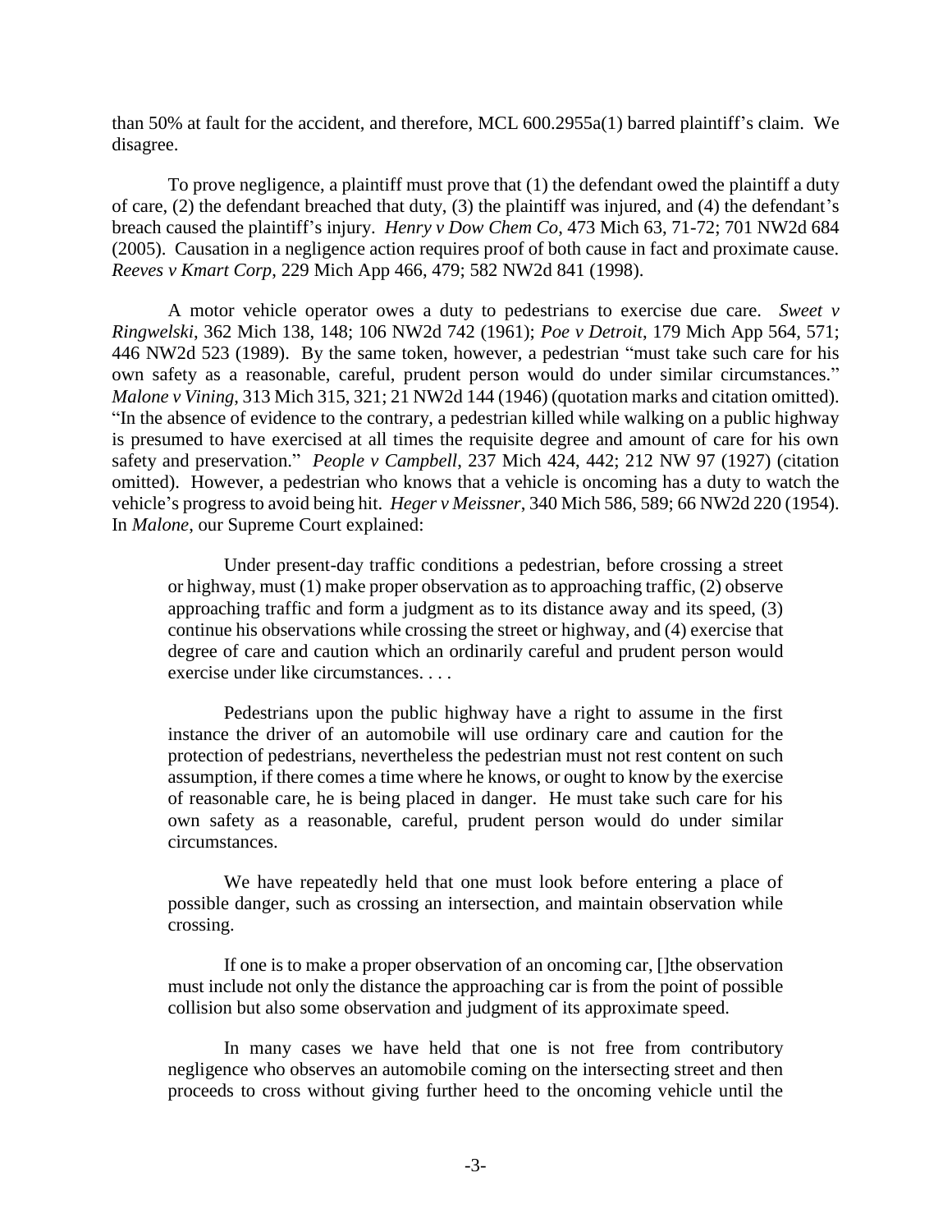than 50% at fault for the accident, and therefore, MCL 600.2955a(1) barred plaintiff's claim. We disagree.

To prove negligence, a plaintiff must prove that (1) the defendant owed the plaintiff a duty of care, (2) the defendant breached that duty, (3) the plaintiff was injured, and (4) the defendant's breach caused the plaintiff's injury. *Henry v Dow Chem Co*, 473 Mich 63, 71-72; 701 NW2d 684 (2005). Causation in a negligence action requires proof of both cause in fact and proximate cause. *Reeves v Kmart Corp*, 229 Mich App 466, 479; 582 NW2d 841 (1998).

A motor vehicle operator owes a duty to pedestrians to exercise due care. *Sweet v Ringwelski*, 362 Mich 138, 148; 106 NW2d 742 (1961); *Poe v Detroit*, 179 Mich App 564, 571; 446 NW2d 523 (1989). By the same token, however, a pedestrian "must take such care for his own safety as a reasonable, careful, prudent person would do under similar circumstances." *Malone v Vining*, 313 Mich 315, 321; 21 NW2d 144 (1946) (quotation marks and citation omitted). "In the absence of evidence to the contrary, a pedestrian killed while walking on a public highway is presumed to have exercised at all times the requisite degree and amount of care for his own safety and preservation." *People v Campbell*, 237 Mich 424, 442; 212 NW 97 (1927) (citation omitted). However, a pedestrian who knows that a vehicle is oncoming has a duty to watch the vehicle's progress to avoid being hit. *Heger v Meissner*, 340 Mich 586, 589; 66 NW2d 220 (1954). In *Malone*, our Supreme Court explained:

> Under present-day traffic conditions a pedestrian, before crossing a street or highway, must (1) make proper observation as to approaching traffic, (2) observe approaching traffic and form a judgment as to its distance away and its speed, (3) continue his observations while crossing the street or highway, and (4) exercise that degree of care and caution which an ordinarily careful and prudent person would exercise under like circumstances. . . .
>
> Pedestrians upon the public highway have a right to assume in the first instance the driver of an automobile will use ordinary care and caution for the protection of pedestrians, nevertheless the pedestrian must not rest content on such assumption, if there comes a time where he knows, or ought to know by the exercise of reasonable care, he is being placed in danger. He must take such care for his own safety as a reasonable, careful, prudent person would do under similar circumstances.
>
> We have repeatedly held that one must look before entering a place of possible danger, such as crossing an intersection, and maintain observation while crossing.
>
> If one is to make a proper observation of an oncoming car, []the observation must include not only the distance the approaching car is from the point of possible collision but also some observation and judgment of its approximate speed.
>
> In many cases we have held that one is not free from contributory negligence who observes an automobile coming on the intersecting street and then proceeds to cross without giving further heed to the oncoming vehicle until the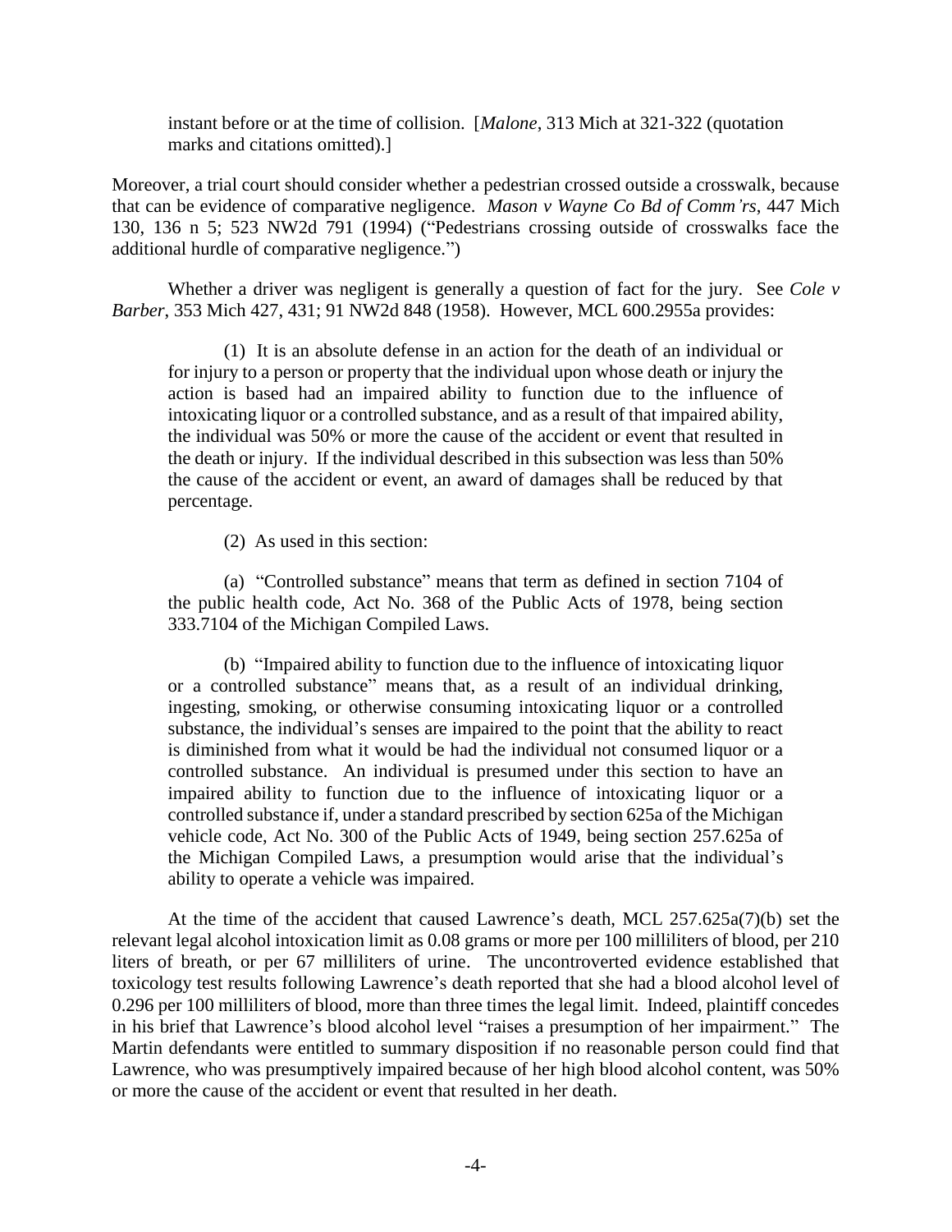> instant before or at the time of collision. [*Malone*, 313 Mich at 321-322 (quotation marks and citations omitted).]

Moreover, a trial court should consider whether a pedestrian crossed outside a crosswalk, because that can be evidence of comparative negligence. *Mason v Wayne Co Bd of Comm'rs*, 447 Mich 130, 136 n 5; 523 NW2d 791 (1994) ("Pedestrians crossing outside of crosswalks face the additional hurdle of comparative negligence.")

Whether a driver was negligent is generally a question of fact for the jury. See *Cole v Barber*, 353 Mich 427, 431; 91 NW2d 848 (1958). However, MCL 600.2955a provides:

> (1) It is an absolute defense in an action for the death of an individual or for injury to a person or property that the individual upon whose death or injury the action is based had an impaired ability to function due to the influence of intoxicating liquor or a controlled substance, and as a result of that impaired ability, the individual was 50% or more the cause of the accident or event that resulted in the death or injury. If the individual described in this subsection was less than 50% the cause of the accident or event, an award of damages shall be reduced by that percentage.
>
> (2) As used in this section:
>
> (a) "Controlled substance" means that term as defined in section 7104 of the public health code, Act No. 368 of the Public Acts of 1978, being section 333.7104 of the Michigan Compiled Laws.
>
> (b) "Impaired ability to function due to the influence of intoxicating liquor or a controlled substance" means that, as a result of an individual drinking, ingesting, smoking, or otherwise consuming intoxicating liquor or a controlled substance, the individual's senses are impaired to the point that the ability to react is diminished from what it would be had the individual not consumed liquor or a controlled substance. An individual is presumed under this section to have an impaired ability to function due to the influence of intoxicating liquor or a controlled substance if, under a standard prescribed by section 625a of the Michigan vehicle code, Act No. 300 of the Public Acts of 1949, being section 257.625a of the Michigan Compiled Laws, a presumption would arise that the individual's ability to operate a vehicle was impaired.

At the time of the accident that caused Lawrence's death, MCL 257.625a(7)(b) set the relevant legal alcohol intoxication limit as 0.08 grams or more per 100 milliliters of blood, per 210 liters of breath, or per 67 milliliters of urine. The uncontroverted evidence established that toxicology test results following Lawrence's death reported that she had a blood alcohol level of 0.296 per 100 milliliters of blood, more than three times the legal limit. Indeed, plaintiff concedes in his brief that Lawrence's blood alcohol level "raises a presumption of her impairment." The Martin defendants were entitled to summary disposition if no reasonable person could find that Lawrence, who was presumptively impaired because of her high blood alcohol content, was 50% or more the cause of the accident or event that resulted in her death.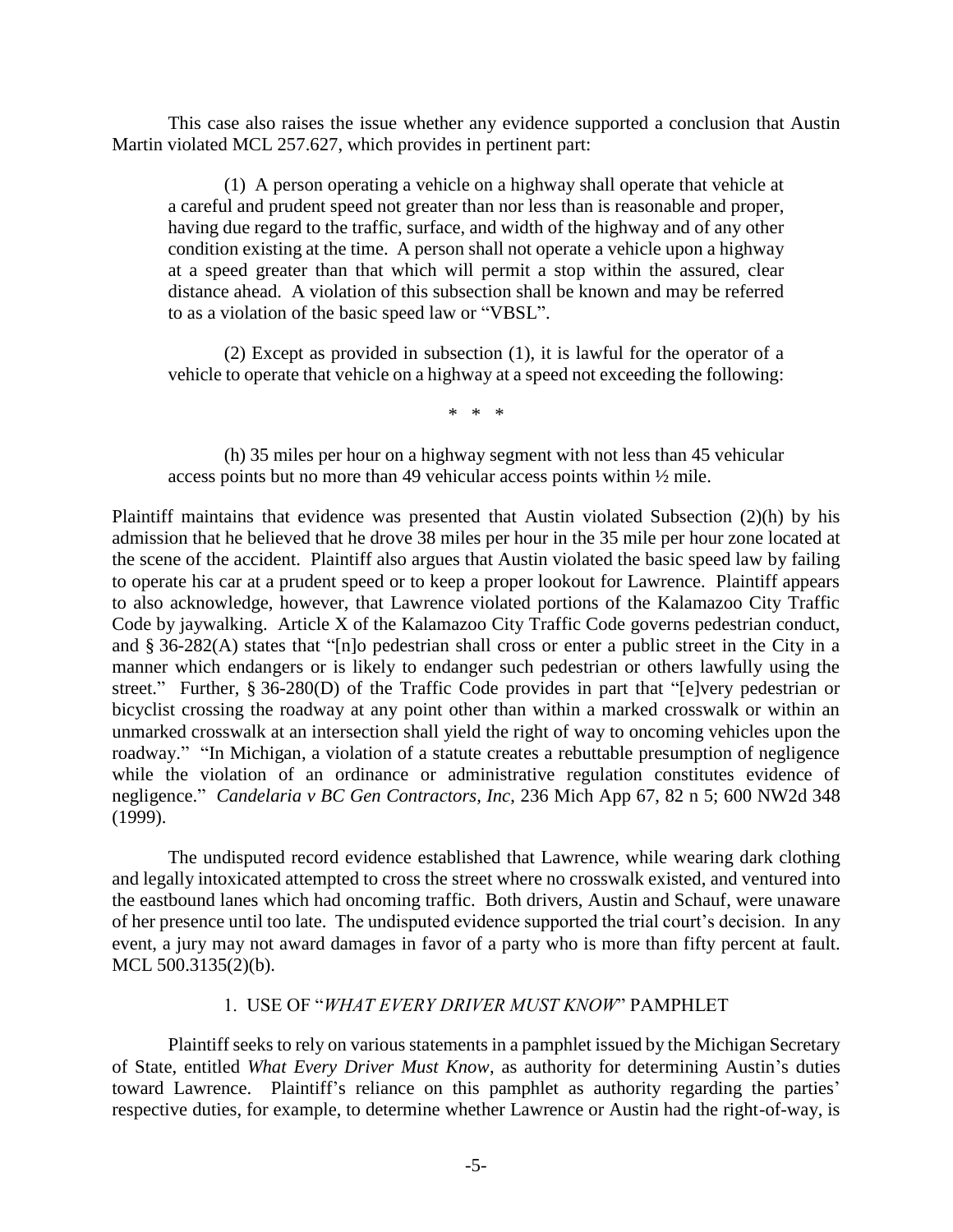This case also raises the issue whether any evidence supported a conclusion that Austin Martin violated MCL 257.627, which provides in pertinent part:

> (1) A person operating a vehicle on a highway shall operate that vehicle at a careful and prudent speed not greater than nor less than is reasonable and proper, having due regard to the traffic, surface, and width of the highway and of any other condition existing at the time. A person shall not operate a vehicle upon a highway at a speed greater than that which will permit a stop within the assured, clear distance ahead. A violation of this subsection shall be known and may be referred to as a violation of the basic speed law or "VBSL".
>
> (2) Except as provided in subsection (1), it is lawful for the operator of a vehicle to operate that vehicle on a highway at a speed not exceeding the following:
>
> \* \* \*
>
> (h) 35 miles per hour on a highway segment with not less than 45 vehicular access points but no more than 49 vehicular access points within ½ mile.

Plaintiff maintains that evidence was presented that Austin violated Subsection (2)(h) by his admission that he believed that he drove 38 miles per hour in the 35 mile per hour zone located at the scene of the accident. Plaintiff also argues that Austin violated the basic speed law by failing to operate his car at a prudent speed or to keep a proper lookout for Lawrence. Plaintiff appears to also acknowledge, however, that Lawrence violated portions of the Kalamazoo City Traffic Code by jaywalking. Article X of the Kalamazoo City Traffic Code governs pedestrian conduct, and § 36-282(A) states that "[n]o pedestrian shall cross or enter a public street in the City in a manner which endangers or is likely to endanger such pedestrian or others lawfully using the street." Further, § 36-280(D) of the Traffic Code provides in part that "[e]very pedestrian or bicyclist crossing the roadway at any point other than within a marked crosswalk or within an unmarked crosswalk at an intersection shall yield the right of way to oncoming vehicles upon the roadway." "In Michigan, a violation of a statute creates a rebuttable presumption of negligence while the violation of an ordinance or administrative regulation constitutes evidence of negligence." *Candelaria v BC Gen Contractors, Inc*, 236 Mich App 67, 82 n 5; 600 NW2d 348 (1999).

The undisputed record evidence established that Lawrence, while wearing dark clothing and legally intoxicated attempted to cross the street where no crosswalk existed, and ventured into the eastbound lanes which had oncoming traffic. Both drivers, Austin and Schauf, were unaware of her presence until too late. The undisputed evidence supported the trial court's decision. In any event, a jury may not award damages in favor of a party who is more than fifty percent at fault. MCL 500.3135(2)(b).

### 1. USE OF "*WHAT EVERY DRIVER MUST KNOW*" PAMPHLET

Plaintiff seeks to rely on various statements in a pamphlet issued by the Michigan Secretary of State, entitled *What Every Driver Must Know*, as authority for determining Austin's duties toward Lawrence. Plaintiff's reliance on this pamphlet as authority regarding the parties' respective duties, for example, to determine whether Lawrence or Austin had the right-of-way, is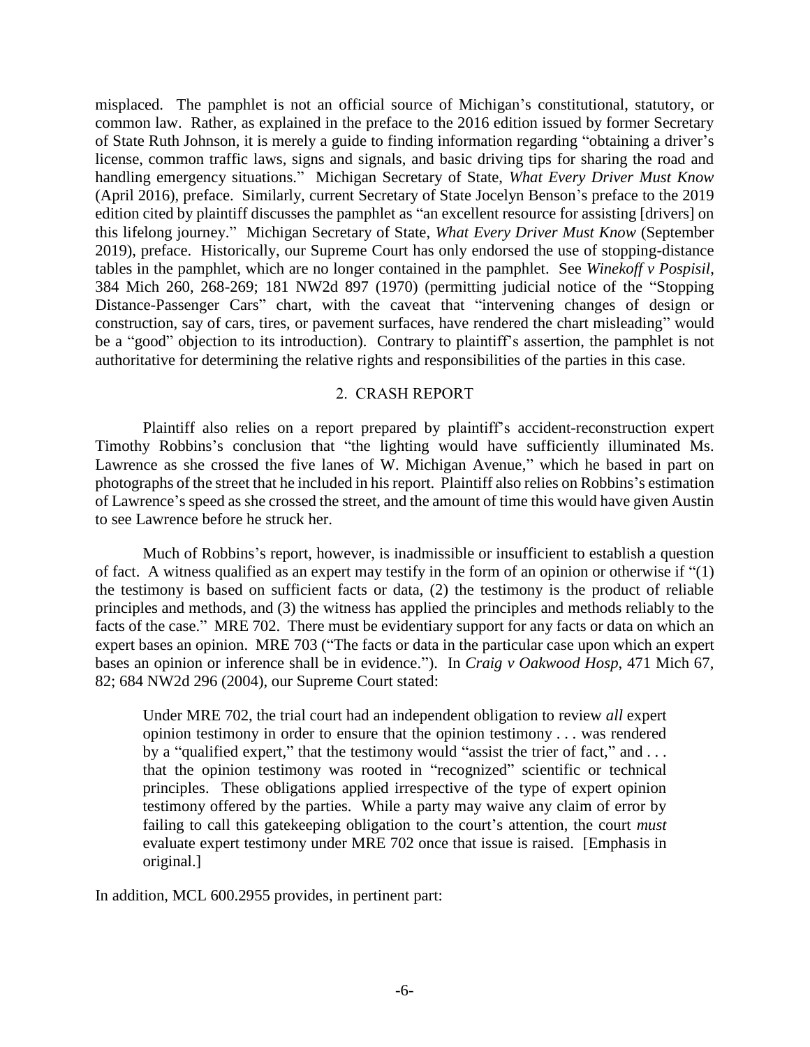misplaced. The pamphlet is not an official source of Michigan's constitutional, statutory, or common law. Rather, as explained in the preface to the 2016 edition issued by former Secretary of State Ruth Johnson, it is merely a guide to finding information regarding "obtaining a driver's license, common traffic laws, signs and signals, and basic driving tips for sharing the road and handling emergency situations." Michigan Secretary of State, *What Every Driver Must Know* (April 2016), preface. Similarly, current Secretary of State Jocelyn Benson's preface to the 2019 edition cited by plaintiff discusses the pamphlet as "an excellent resource for assisting [drivers] on this lifelong journey." Michigan Secretary of State, *What Every Driver Must Know* (September 2019), preface. Historically, our Supreme Court has only endorsed the use of stopping-distance tables in the pamphlet, which are no longer contained in the pamphlet. See *Winekoff v Pospisil*, 384 Mich 260, 268-269; 181 NW2d 897 (1970) (permitting judicial notice of the "Stopping Distance-Passenger Cars" chart, with the caveat that "intervening changes of design or construction, say of cars, tires, or pavement surfaces, have rendered the chart misleading" would be a "good" objection to its introduction). Contrary to plaintiff's assertion, the pamphlet is not authoritative for determining the relative rights and responsibilities of the parties in this case.

### 2. CRASH REPORT

Plaintiff also relies on a report prepared by plaintiff's accident-reconstruction expert Timothy Robbins's conclusion that "the lighting would have sufficiently illuminated Ms. Lawrence as she crossed the five lanes of W. Michigan Avenue," which he based in part on photographs of the street that he included in his report. Plaintiff also relies on Robbins's estimation of Lawrence's speed as she crossed the street, and the amount of time this would have given Austin to see Lawrence before he struck her.

Much of Robbins's report, however, is inadmissible or insufficient to establish a question of fact. A witness qualified as an expert may testify in the form of an opinion or otherwise if "(1) the testimony is based on sufficient facts or data, (2) the testimony is the product of reliable principles and methods, and (3) the witness has applied the principles and methods reliably to the facts of the case." MRE 702. There must be evidentiary support for any facts or data on which an expert bases an opinion. MRE 703 ("The facts or data in the particular case upon which an expert bases an opinion or inference shall be in evidence."). In *Craig v Oakwood Hosp*, 471 Mich 67, 82; 684 NW2d 296 (2004), our Supreme Court stated:

> Under MRE 702, the trial court had an independent obligation to review *all* expert opinion testimony in order to ensure that the opinion testimony . . . was rendered by a "qualified expert," that the testimony would "assist the trier of fact," and . . . that the opinion testimony was rooted in "recognized" scientific or technical principles. These obligations applied irrespective of the type of expert opinion testimony offered by the parties. While a party may waive any claim of error by failing to call this gatekeeping obligation to the court's attention, the court *must* evaluate expert testimony under MRE 702 once that issue is raised. [Emphasis in original.]

In addition, MCL 600.2955 provides, in pertinent part: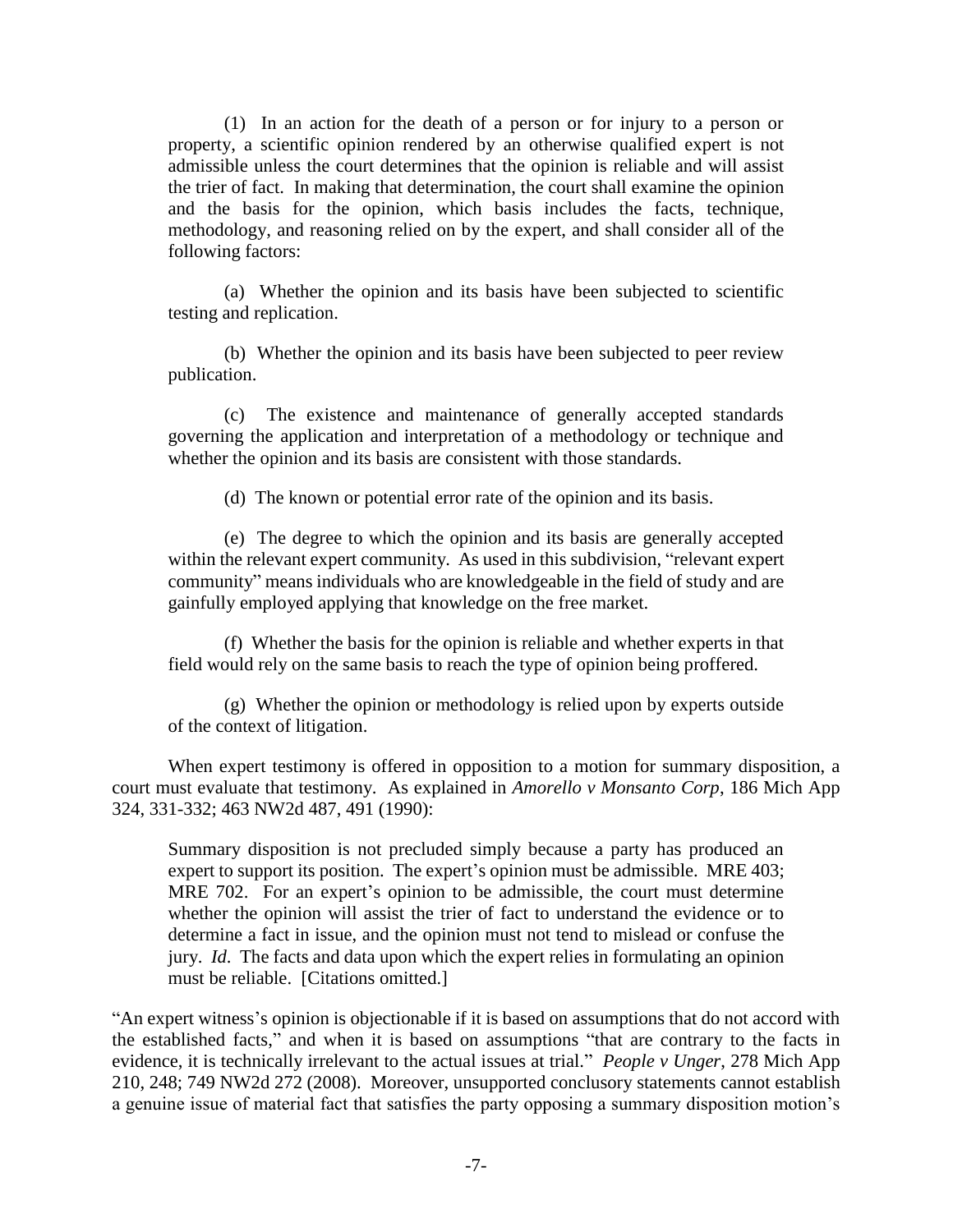(1) In an action for the death of a person or for injury to a person or property, a scientific opinion rendered by an otherwise qualified expert is not admissible unless the court determines that the opinion is reliable and will assist the trier of fact. In making that determination, the court shall examine the opinion and the basis for the opinion, which basis includes the facts, technique, methodology, and reasoning relied on by the expert, and shall consider all of the following factors:

(a) Whether the opinion and its basis have been subjected to scientific testing and replication.

(b) Whether the opinion and its basis have been subjected to peer review publication.

(c) The existence and maintenance of generally accepted standards governing the application and interpretation of a methodology or technique and whether the opinion and its basis are consistent with those standards.

(d) The known or potential error rate of the opinion and its basis.

(e) The degree to which the opinion and its basis are generally accepted within the relevant expert community. As used in this subdivision, "relevant expert community" means individuals who are knowledgeable in the field of study and are gainfully employed applying that knowledge on the free market.

(f) Whether the basis for the opinion is reliable and whether experts in that field would rely on the same basis to reach the type of opinion being proffered.

(g) Whether the opinion or methodology is relied upon by experts outside of the context of litigation.

When expert testimony is offered in opposition to a motion for summary disposition, a court must evaluate that testimony. As explained in *Amorello v Monsanto Corp*, 186 Mich App 324, 331-332; 463 NW2d 487, 491 (1990):

> Summary disposition is not precluded simply because a party has produced an expert to support its position. The expert's opinion must be admissible. MRE 403; MRE 702. For an expert's opinion to be admissible, the court must determine whether the opinion will assist the trier of fact to understand the evidence or to determine a fact in issue, and the opinion must not tend to mislead or confuse the jury. *Id*. The facts and data upon which the expert relies in formulating an opinion must be reliable. [Citations omitted.]

"An expert witness's opinion is objectionable if it is based on assumptions that do not accord with the established facts," and when it is based on assumptions "that are contrary to the facts in evidence, it is technically irrelevant to the actual issues at trial." *People v Unger*, 278 Mich App 210, 248; 749 NW2d 272 (2008). Moreover, unsupported conclusory statements cannot establish a genuine issue of material fact that satisfies the party opposing a summary disposition motion's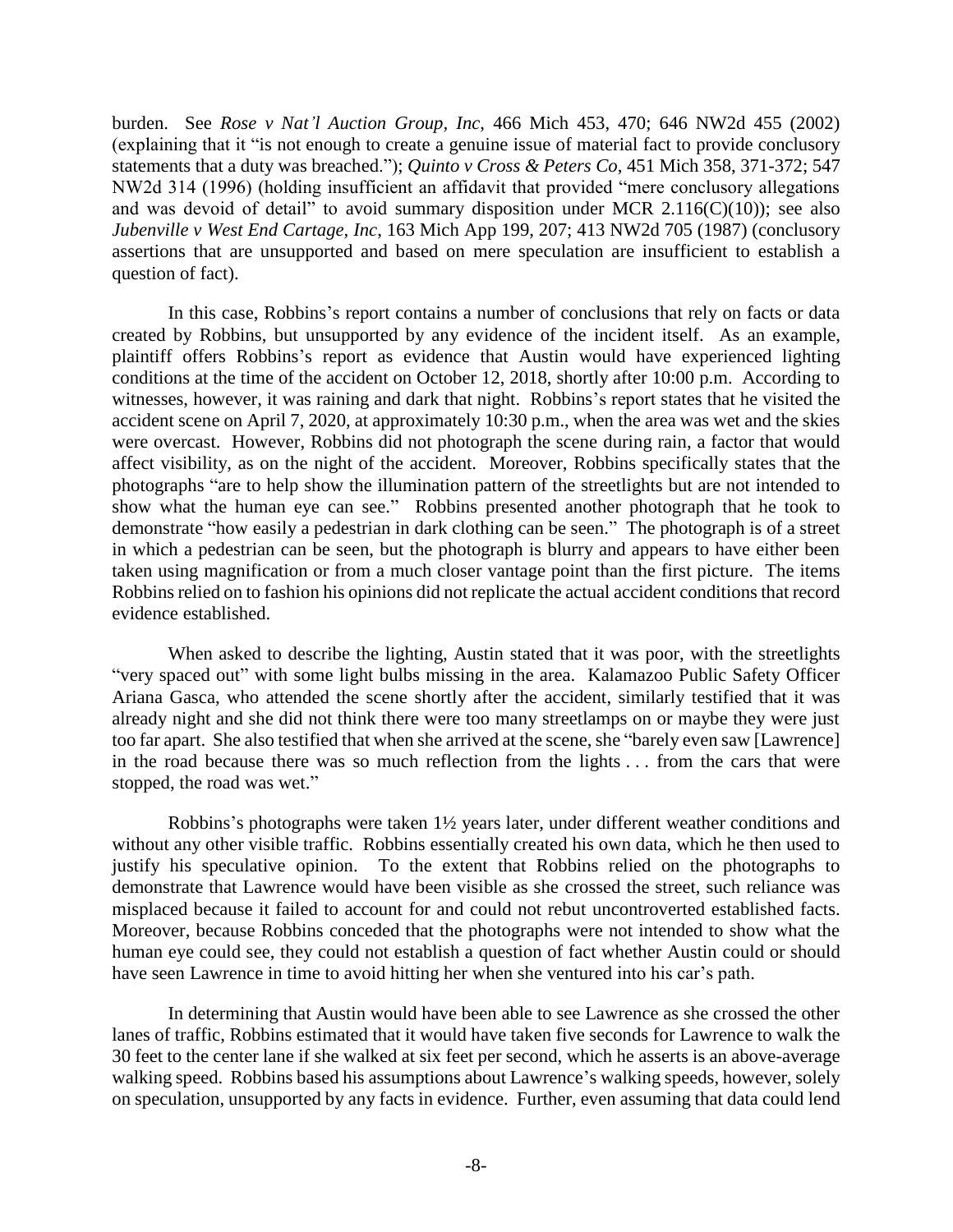burden. See *Rose v Nat'l Auction Group, Inc*, 466 Mich 453, 470; 646 NW2d 455 (2002) (explaining that it "is not enough to create a genuine issue of material fact to provide conclusory statements that a duty was breached."); *Quinto v Cross & Peters Co*, 451 Mich 358, 371-372; 547 NW2d 314 (1996) (holding insufficient an affidavit that provided "mere conclusory allegations and was devoid of detail" to avoid summary disposition under MCR 2.116(C)(10)); see also *Jubenville v West End Cartage, Inc*, 163 Mich App 199, 207; 413 NW2d 705 (1987) (conclusory assertions that are unsupported and based on mere speculation are insufficient to establish a question of fact).

In this case, Robbins's report contains a number of conclusions that rely on facts or data created by Robbins, but unsupported by any evidence of the incident itself. As an example, plaintiff offers Robbins's report as evidence that Austin would have experienced lighting conditions at the time of the accident on October 12, 2018, shortly after 10:00 p.m. According to witnesses, however, it was raining and dark that night. Robbins's report states that he visited the accident scene on April 7, 2020, at approximately 10:30 p.m., when the area was wet and the skies were overcast. However, Robbins did not photograph the scene during rain, a factor that would affect visibility, as on the night of the accident. Moreover, Robbins specifically states that the photographs "are to help show the illumination pattern of the streetlights but are not intended to show what the human eye can see." Robbins presented another photograph that he took to demonstrate "how easily a pedestrian in dark clothing can be seen." The photograph is of a street in which a pedestrian can be seen, but the photograph is blurry and appears to have either been taken using magnification or from a much closer vantage point than the first picture. The items Robbins relied on to fashion his opinions did not replicate the actual accident conditions that record evidence established.

When asked to describe the lighting, Austin stated that it was poor, with the streetlights "very spaced out" with some light bulbs missing in the area. Kalamazoo Public Safety Officer Ariana Gasca, who attended the scene shortly after the accident, similarly testified that it was already night and she did not think there were too many streetlamps on or maybe they were just too far apart. She also testified that when she arrived at the scene, she "barely even saw [Lawrence] in the road because there was so much reflection from the lights . . . from the cars that were stopped, the road was wet."

Robbins's photographs were taken 1½ years later, under different weather conditions and without any other visible traffic. Robbins essentially created his own data, which he then used to justify his speculative opinion. To the extent that Robbins relied on the photographs to demonstrate that Lawrence would have been visible as she crossed the street, such reliance was misplaced because it failed to account for and could not rebut uncontroverted established facts. Moreover, because Robbins conceded that the photographs were not intended to show what the human eye could see, they could not establish a question of fact whether Austin could or should have seen Lawrence in time to avoid hitting her when she ventured into his car's path.

In determining that Austin would have been able to see Lawrence as she crossed the other lanes of traffic, Robbins estimated that it would have taken five seconds for Lawrence to walk the 30 feet to the center lane if she walked at six feet per second, which he asserts is an above-average walking speed. Robbins based his assumptions about Lawrence's walking speeds, however, solely on speculation, unsupported by any facts in evidence. Further, even assuming that data could lend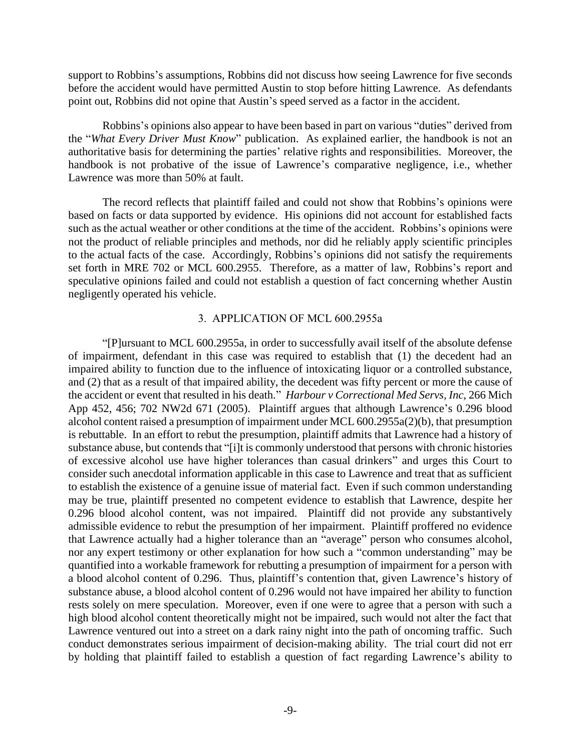support to Robbins's assumptions, Robbins did not discuss how seeing Lawrence for five seconds before the accident would have permitted Austin to stop before hitting Lawrence. As defendants point out, Robbins did not opine that Austin's speed served as a factor in the accident.

Robbins's opinions also appear to have been based in part on various "duties" derived from the "*What Every Driver Must Know*" publication. As explained earlier, the handbook is not an authoritative basis for determining the parties' relative rights and responsibilities. Moreover, the handbook is not probative of the issue of Lawrence's comparative negligence, i.e., whether Lawrence was more than 50% at fault.

The record reflects that plaintiff failed and could not show that Robbins's opinions were based on facts or data supported by evidence. His opinions did not account for established facts such as the actual weather or other conditions at the time of the accident. Robbins's opinions were not the product of reliable principles and methods, nor did he reliably apply scientific principles to the actual facts of the case. Accordingly, Robbins's opinions did not satisfy the requirements set forth in MRE 702 or MCL 600.2955. Therefore, as a matter of law, Robbins's report and speculative opinions failed and could not establish a question of fact concerning whether Austin negligently operated his vehicle.

### 3. APPLICATION OF MCL 600.2955a

"[P]ursuant to MCL 600.2955a, in order to successfully avail itself of the absolute defense of impairment, defendant in this case was required to establish that (1) the decedent had an impaired ability to function due to the influence of intoxicating liquor or a controlled substance, and (2) that as a result of that impaired ability, the decedent was fifty percent or more the cause of the accident or event that resulted in his death." *Harbour v Correctional Med Servs, Inc*, 266 Mich App 452, 456; 702 NW2d 671 (2005). Plaintiff argues that although Lawrence's 0.296 blood alcohol content raised a presumption of impairment under MCL 600.2955a(2)(b), that presumption is rebuttable. In an effort to rebut the presumption, plaintiff admits that Lawrence had a history of substance abuse, but contends that "[i]t is commonly understood that persons with chronic histories of excessive alcohol use have higher tolerances than casual drinkers" and urges this Court to consider such anecdotal information applicable in this case to Lawrence and treat that as sufficient to establish the existence of a genuine issue of material fact. Even if such common understanding may be true, plaintiff presented no competent evidence to establish that Lawrence, despite her 0.296 blood alcohol content, was not impaired. Plaintiff did not provide any substantively admissible evidence to rebut the presumption of her impairment. Plaintiff proffered no evidence that Lawrence actually had a higher tolerance than an "average" person who consumes alcohol, nor any expert testimony or other explanation for how such a "common understanding" may be quantified into a workable framework for rebutting a presumption of impairment for a person with a blood alcohol content of 0.296. Thus, plaintiff's contention that, given Lawrence's history of substance abuse, a blood alcohol content of 0.296 would not have impaired her ability to function rests solely on mere speculation. Moreover, even if one were to agree that a person with such a high blood alcohol content theoretically might not be impaired, such would not alter the fact that Lawrence ventured out into a street on a dark rainy night into the path of oncoming traffic. Such conduct demonstrates serious impairment of decision-making ability. The trial court did not err by holding that plaintiff failed to establish a question of fact regarding Lawrence's ability to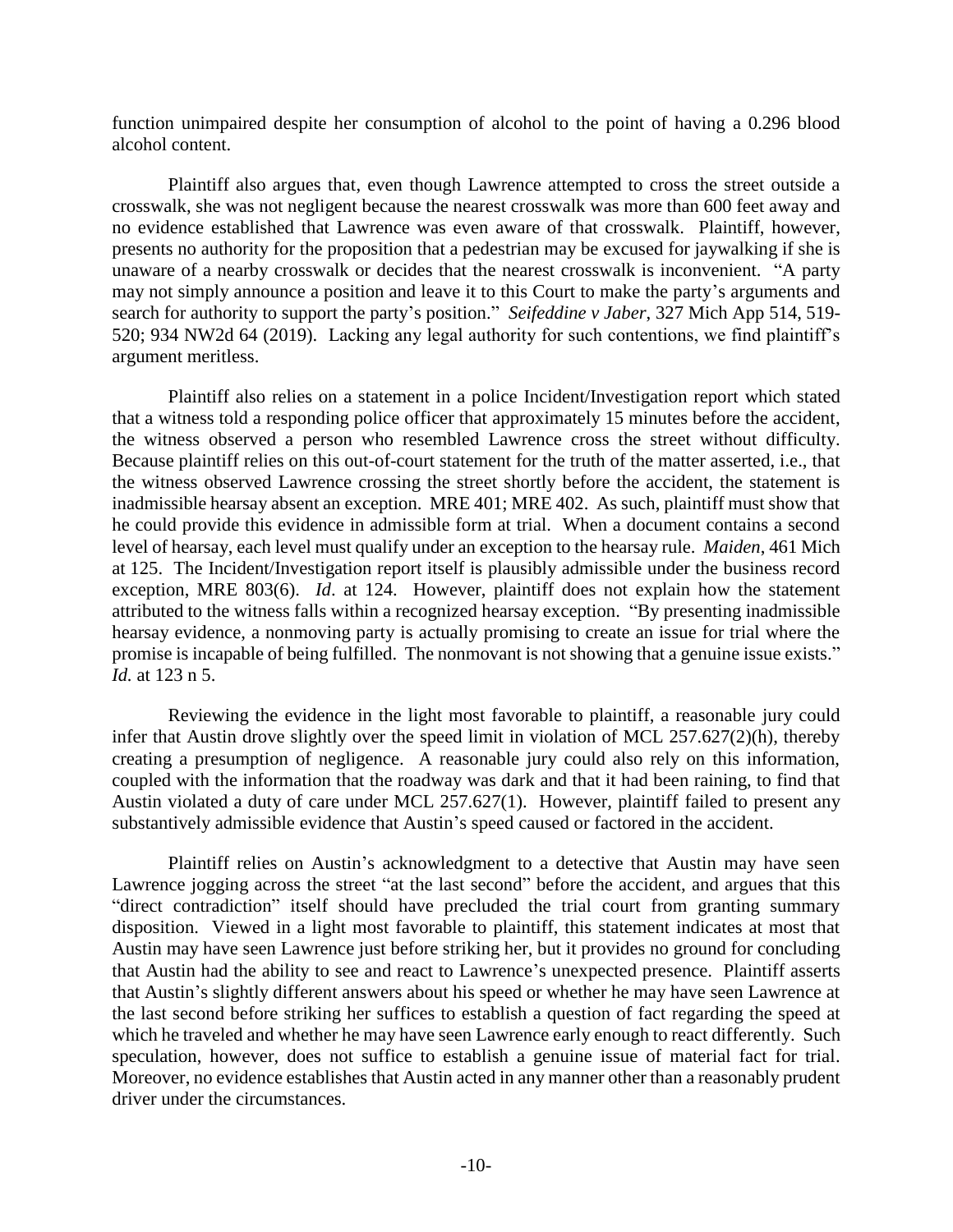function unimpaired despite her consumption of alcohol to the point of having a 0.296 blood alcohol content.

Plaintiff also argues that, even though Lawrence attempted to cross the street outside a crosswalk, she was not negligent because the nearest crosswalk was more than 600 feet away and no evidence established that Lawrence was even aware of that crosswalk. Plaintiff, however, presents no authority for the proposition that a pedestrian may be excused for jaywalking if she is unaware of a nearby crosswalk or decides that the nearest crosswalk is inconvenient. "A party may not simply announce a position and leave it to this Court to make the party's arguments and search for authority to support the party's position." *Seifeddine v Jaber*, 327 Mich App 514, 519-520; 934 NW2d 64 (2019). Lacking any legal authority for such contentions, we find plaintiff's argument meritless.

Plaintiff also relies on a statement in a police Incident/Investigation report which stated that a witness told a responding police officer that approximately 15 minutes before the accident, the witness observed a person who resembled Lawrence cross the street without difficulty. Because plaintiff relies on this out-of-court statement for the truth of the matter asserted, i.e., that the witness observed Lawrence crossing the street shortly before the accident, the statement is inadmissible hearsay absent an exception. MRE 401; MRE 402. As such, plaintiff must show that he could provide this evidence in admissible form at trial. When a document contains a second level of hearsay, each level must qualify under an exception to the hearsay rule. *Maiden*, 461 Mich at 125. The Incident/Investigation report itself is plausibly admissible under the business record exception, MRE 803(6). *Id*. at 124. However, plaintiff does not explain how the statement attributed to the witness falls within a recognized hearsay exception. "By presenting inadmissible hearsay evidence, a nonmoving party is actually promising to create an issue for trial where the promise is incapable of being fulfilled. The nonmovant is not showing that a genuine issue exists." *Id.* at 123 n 5.

Reviewing the evidence in the light most favorable to plaintiff, a reasonable jury could infer that Austin drove slightly over the speed limit in violation of MCL 257.627(2)(h), thereby creating a presumption of negligence. A reasonable jury could also rely on this information, coupled with the information that the roadway was dark and that it had been raining, to find that Austin violated a duty of care under MCL 257.627(1). However, plaintiff failed to present any substantively admissible evidence that Austin's speed caused or factored in the accident.

Plaintiff relies on Austin's acknowledgment to a detective that Austin may have seen Lawrence jogging across the street "at the last second" before the accident, and argues that this "direct contradiction" itself should have precluded the trial court from granting summary disposition. Viewed in a light most favorable to plaintiff, this statement indicates at most that Austin may have seen Lawrence just before striking her, but it provides no ground for concluding that Austin had the ability to see and react to Lawrence's unexpected presence. Plaintiff asserts that Austin's slightly different answers about his speed or whether he may have seen Lawrence at the last second before striking her suffices to establish a question of fact regarding the speed at which he traveled and whether he may have seen Lawrence early enough to react differently. Such speculation, however, does not suffice to establish a genuine issue of material fact for trial. Moreover, no evidence establishes that Austin acted in any manner other than a reasonably prudent driver under the circumstances.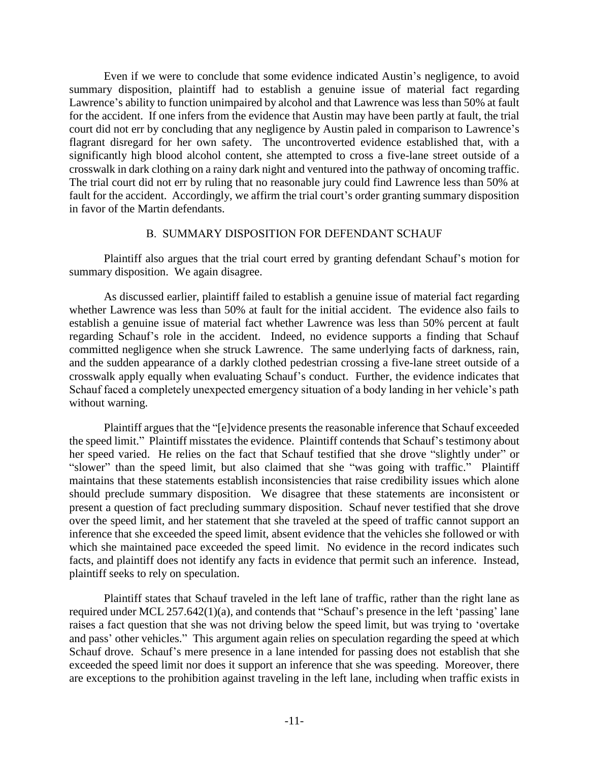Even if we were to conclude that some evidence indicated Austin's negligence, to avoid summary disposition, plaintiff had to establish a genuine issue of material fact regarding Lawrence's ability to function unimpaired by alcohol and that Lawrence was less than 50% at fault for the accident. If one infers from the evidence that Austin may have been partly at fault, the trial court did not err by concluding that any negligence by Austin paled in comparison to Lawrence's flagrant disregard for her own safety. The uncontroverted evidence established that, with a significantly high blood alcohol content, she attempted to cross a five-lane street outside of a crosswalk in dark clothing on a rainy dark night and ventured into the pathway of oncoming traffic. The trial court did not err by ruling that no reasonable jury could find Lawrence less than 50% at fault for the accident. Accordingly, we affirm the trial court's order granting summary disposition in favor of the Martin defendants.

### B. SUMMARY DISPOSITION FOR DEFENDANT SCHAUF

Plaintiff also argues that the trial court erred by granting defendant Schauf's motion for summary disposition. We again disagree.

As discussed earlier, plaintiff failed to establish a genuine issue of material fact regarding whether Lawrence was less than 50% at fault for the initial accident. The evidence also fails to establish a genuine issue of material fact whether Lawrence was less than 50% percent at fault regarding Schauf's role in the accident. Indeed, no evidence supports a finding that Schauf committed negligence when she struck Lawrence. The same underlying facts of darkness, rain, and the sudden appearance of a darkly clothed pedestrian crossing a five-lane street outside of a crosswalk apply equally when evaluating Schauf's conduct. Further, the evidence indicates that Schauf faced a completely unexpected emergency situation of a body landing in her vehicle's path without warning.

Plaintiff argues that the "[e]vidence presents the reasonable inference that Schauf exceeded the speed limit." Plaintiff misstates the evidence. Plaintiff contends that Schauf's testimony about her speed varied. He relies on the fact that Schauf testified that she drove "slightly under" or "slower" than the speed limit, but also claimed that she "was going with traffic." Plaintiff maintains that these statements establish inconsistencies that raise credibility issues which alone should preclude summary disposition. We disagree that these statements are inconsistent or present a question of fact precluding summary disposition. Schauf never testified that she drove over the speed limit, and her statement that she traveled at the speed of traffic cannot support an inference that she exceeded the speed limit, absent evidence that the vehicles she followed or with which she maintained pace exceeded the speed limit. No evidence in the record indicates such facts, and plaintiff does not identify any facts in evidence that permit such an inference. Instead, plaintiff seeks to rely on speculation.

Plaintiff states that Schauf traveled in the left lane of traffic, rather than the right lane as required under MCL 257.642(1)(a), and contends that "Schauf's presence in the left 'passing' lane raises a fact question that she was not driving below the speed limit, but was trying to 'overtake and pass' other vehicles." This argument again relies on speculation regarding the speed at which Schauf drove. Schauf's mere presence in a lane intended for passing does not establish that she exceeded the speed limit nor does it support an inference that she was speeding. Moreover, there are exceptions to the prohibition against traveling in the left lane, including when traffic exists in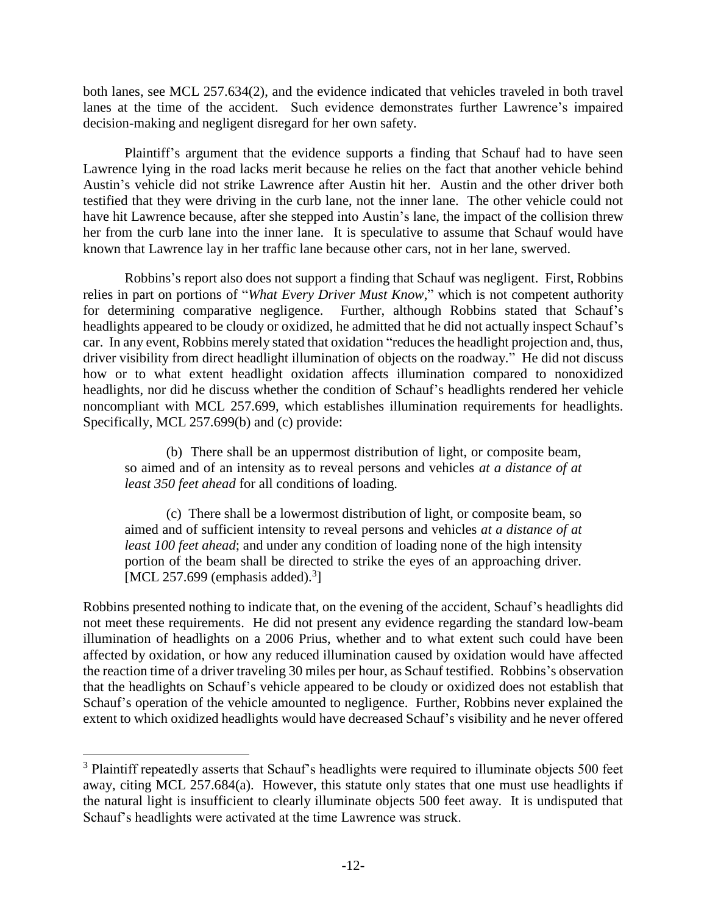both lanes, see MCL 257.634(2), and the evidence indicated that vehicles traveled in both travel lanes at the time of the accident. Such evidence demonstrates further Lawrence's impaired decision-making and negligent disregard for her own safety.

Plaintiff's argument that the evidence supports a finding that Schauf had to have seen Lawrence lying in the road lacks merit because he relies on the fact that another vehicle behind Austin's vehicle did not strike Lawrence after Austin hit her. Austin and the other driver both testified that they were driving in the curb lane, not the inner lane. The other vehicle could not have hit Lawrence because, after she stepped into Austin's lane, the impact of the collision threw her from the curb lane into the inner lane. It is speculative to assume that Schauf would have known that Lawrence lay in her traffic lane because other cars, not in her lane, swerved.

Robbins's report also does not support a finding that Schauf was negligent. First, Robbins relies in part on portions of "*What Every Driver Must Know*," which is not competent authority for determining comparative negligence. Further, although Robbins stated that Schauf's headlights appeared to be cloudy or oxidized, he admitted that he did not actually inspect Schauf's car. In any event, Robbins merely stated that oxidation "reduces the headlight projection and, thus, driver visibility from direct headlight illumination of objects on the roadway." He did not discuss how or to what extent headlight oxidation affects illumination compared to nonoxidized headlights, nor did he discuss whether the condition of Schauf's headlights rendered her vehicle noncompliant with MCL 257.699, which establishes illumination requirements for headlights. Specifically, MCL 257.699(b) and (c) provide:

> (b) There shall be an uppermost distribution of light, or composite beam, so aimed and of an intensity as to reveal persons and vehicles *at a distance of at least 350 feet ahead* for all conditions of loading.
>
> (c) There shall be a lowermost distribution of light, or composite beam, so aimed and of sufficient intensity to reveal persons and vehicles *at a distance of at least 100 feet ahead*; and under any condition of loading none of the high intensity portion of the beam shall be directed to strike the eyes of an approaching driver. [MCL 257.699 (emphasis added).[3]]

Robbins presented nothing to indicate that, on the evening of the accident, Schauf's headlights did not meet these requirements. He did not present any evidence regarding the standard low-beam illumination of headlights on a 2006 Prius, whether and to what extent such could have been affected by oxidation, or how any reduced illumination caused by oxidation would have affected the reaction time of a driver traveling 30 miles per hour, as Schauf testified. Robbins's observation that the headlights on Schauf's vehicle appeared to be cloudy or oxidized does not establish that Schauf's operation of the vehicle amounted to negligence. Further, Robbins never explained the extent to which oxidized headlights would have decreased Schauf's visibility and he never offered

---

[3] Plaintiff repeatedly asserts that Schauf's headlights were required to illuminate objects 500 feet away, citing MCL 257.684(a). However, this statute only states that one must use headlights if the natural light is insufficient to clearly illuminate objects 500 feet away. It is undisputed that Schauf's headlights were activated at the time Lawrence was struck.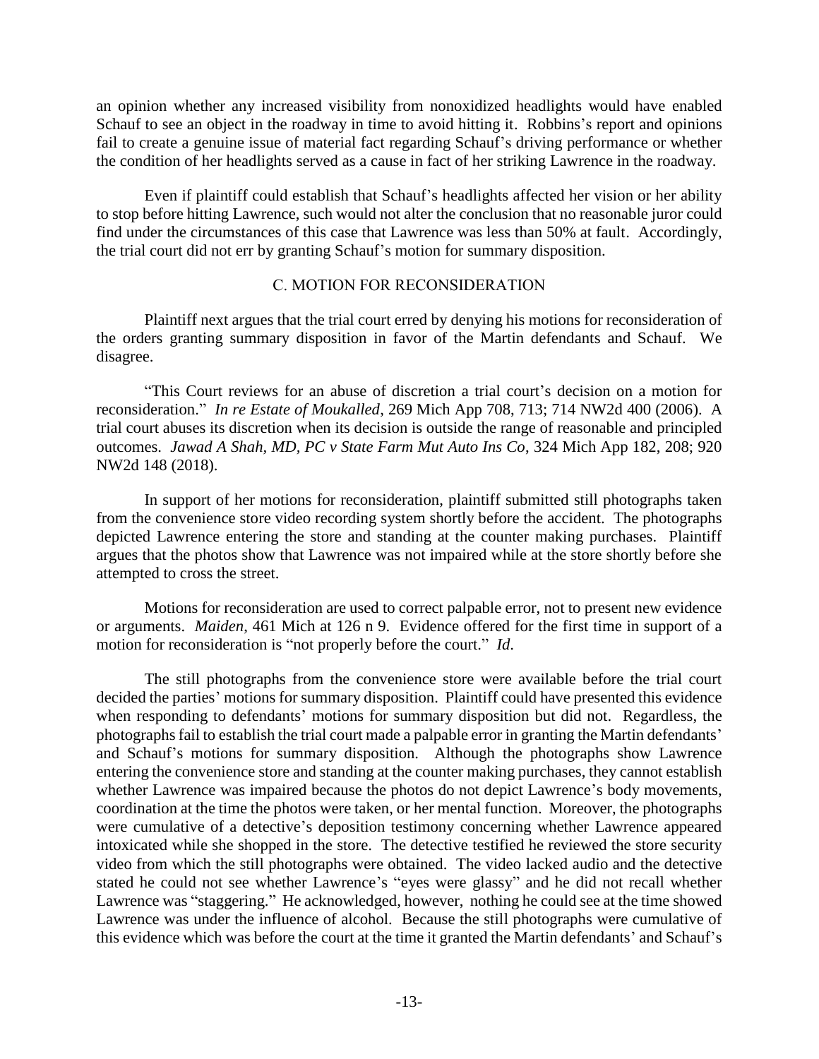an opinion whether any increased visibility from nonoxidized headlights would have enabled Schauf to see an object in the roadway in time to avoid hitting it. Robbins's report and opinions fail to create a genuine issue of material fact regarding Schauf's driving performance or whether the condition of her headlights served as a cause in fact of her striking Lawrence in the roadway.

Even if plaintiff could establish that Schauf's headlights affected her vision or her ability to stop before hitting Lawrence, such would not alter the conclusion that no reasonable juror could find under the circumstances of this case that Lawrence was less than 50% at fault. Accordingly, the trial court did not err by granting Schauf's motion for summary disposition.

### C. MOTION FOR RECONSIDERATION

Plaintiff next argues that the trial court erred by denying his motions for reconsideration of the orders granting summary disposition in favor of the Martin defendants and Schauf. We disagree.

"This Court reviews for an abuse of discretion a trial court's decision on a motion for reconsideration." *In re Estate of Moukalled*, 269 Mich App 708, 713; 714 NW2d 400 (2006). A trial court abuses its discretion when its decision is outside the range of reasonable and principled outcomes. *Jawad A Shah, MD, PC v State Farm Mut Auto Ins Co*, 324 Mich App 182, 208; 920 NW2d 148 (2018).

In support of her motions for reconsideration, plaintiff submitted still photographs taken from the convenience store video recording system shortly before the accident. The photographs depicted Lawrence entering the store and standing at the counter making purchases. Plaintiff argues that the photos show that Lawrence was not impaired while at the store shortly before she attempted to cross the street.

Motions for reconsideration are used to correct palpable error, not to present new evidence or arguments. *Maiden*, 461 Mich at 126 n 9. Evidence offered for the first time in support of a motion for reconsideration is "not properly before the court." *Id.*

The still photographs from the convenience store were available before the trial court decided the parties' motions for summary disposition. Plaintiff could have presented this evidence when responding to defendants' motions for summary disposition but did not. Regardless, the photographs fail to establish the trial court made a palpable error in granting the Martin defendants' and Schauf's motions for summary disposition. Although the photographs show Lawrence entering the convenience store and standing at the counter making purchases, they cannot establish whether Lawrence was impaired because the photos do not depict Lawrence's body movements, coordination at the time the photos were taken, or her mental function. Moreover, the photographs were cumulative of a detective's deposition testimony concerning whether Lawrence appeared intoxicated while she shopped in the store. The detective testified he reviewed the store security video from which the still photographs were obtained. The video lacked audio and the detective stated he could not see whether Lawrence's "eyes were glassy" and he did not recall whether Lawrence was "staggering." He acknowledged, however, nothing he could see at the time showed Lawrence was under the influence of alcohol. Because the still photographs were cumulative of this evidence which was before the court at the time it granted the Martin defendants' and Schauf's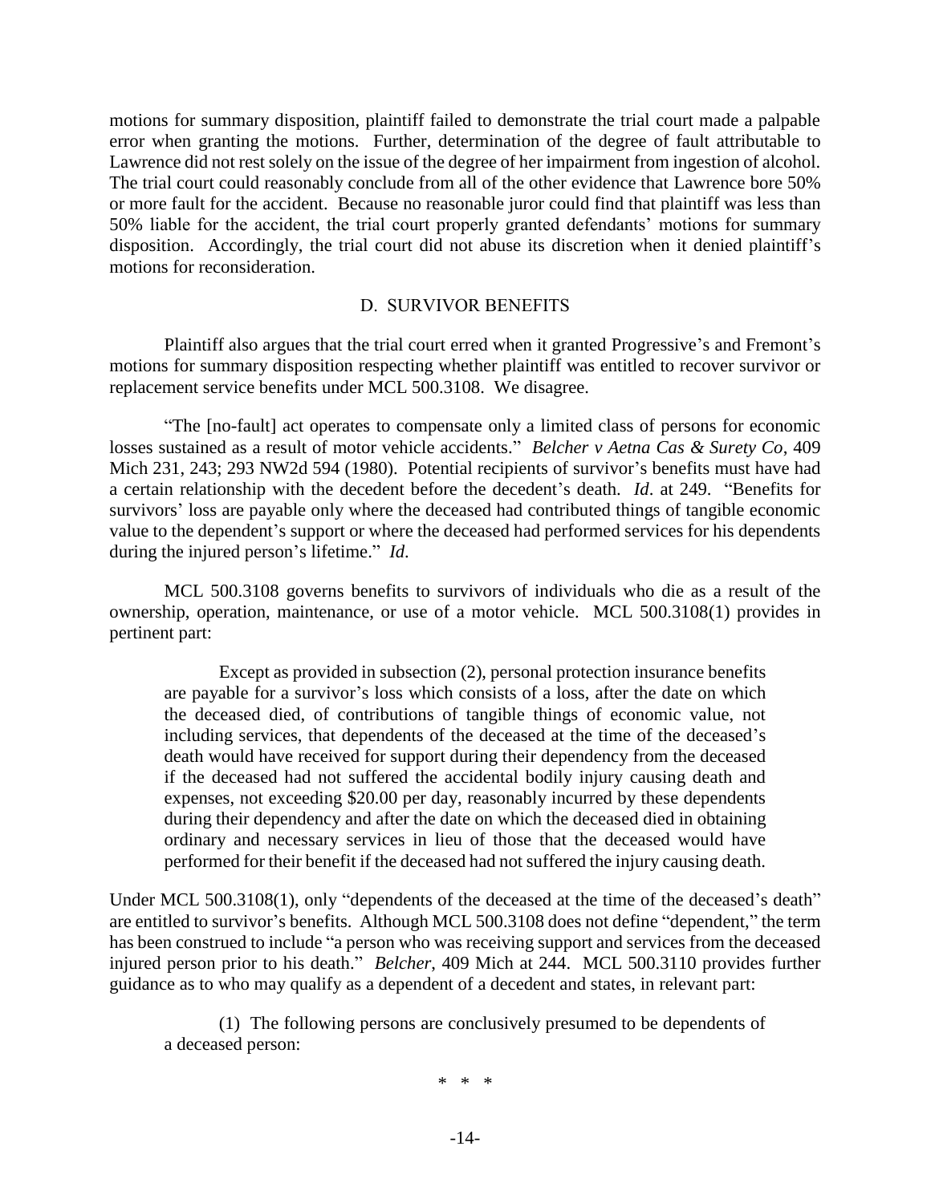motions for summary disposition, plaintiff failed to demonstrate the trial court made a palpable error when granting the motions. Further, determination of the degree of fault attributable to Lawrence did not rest solely on the issue of the degree of her impairment from ingestion of alcohol. The trial court could reasonably conclude from all of the other evidence that Lawrence bore 50% or more fault for the accident. Because no reasonable juror could find that plaintiff was less than 50% liable for the accident, the trial court properly granted defendants' motions for summary disposition. Accordingly, the trial court did not abuse its discretion when it denied plaintiff's motions for reconsideration.

### D. SURVIVOR BENEFITS

Plaintiff also argues that the trial court erred when it granted Progressive's and Fremont's motions for summary disposition respecting whether plaintiff was entitled to recover survivor or replacement service benefits under MCL 500.3108. We disagree.

"The [no-fault] act operates to compensate only a limited class of persons for economic losses sustained as a result of motor vehicle accidents." *Belcher v Aetna Cas & Surety Co*, 409 Mich 231, 243; 293 NW2d 594 (1980). Potential recipients of survivor's benefits must have had a certain relationship with the decedent before the decedent's death. *Id*. at 249. "Benefits for survivors' loss are payable only where the deceased had contributed things of tangible economic value to the dependent's support or where the deceased had performed services for his dependents during the injured person's lifetime." *Id*.

MCL 500.3108 governs benefits to survivors of individuals who die as a result of the ownership, operation, maintenance, or use of a motor vehicle. MCL 500.3108(1) provides in pertinent part:

> Except as provided in subsection (2), personal protection insurance benefits are payable for a survivor's loss which consists of a loss, after the date on which the deceased died, of contributions of tangible things of economic value, not including services, that dependents of the deceased at the time of the deceased's death would have received for support during their dependency from the deceased if the deceased had not suffered the accidental bodily injury causing death and expenses, not exceeding $20.00 per day, reasonably incurred by these dependents during their dependency and after the date on which the deceased died in obtaining ordinary and necessary services in lieu of those that the deceased would have performed for their benefit if the deceased had not suffered the injury causing death.

Under MCL 500.3108(1), only "dependents of the deceased at the time of the deceased's death" are entitled to survivor's benefits. Although MCL 500.3108 does not define "dependent," the term has been construed to include "a person who was receiving support and services from the deceased injured person prior to his death." *Belcher*, 409 Mich at 244. MCL 500.3110 provides further guidance as to who may qualify as a dependent of a decedent and states, in relevant part:

> (1) The following persons are conclusively presumed to be dependents of a deceased person:
>
> \* \* \*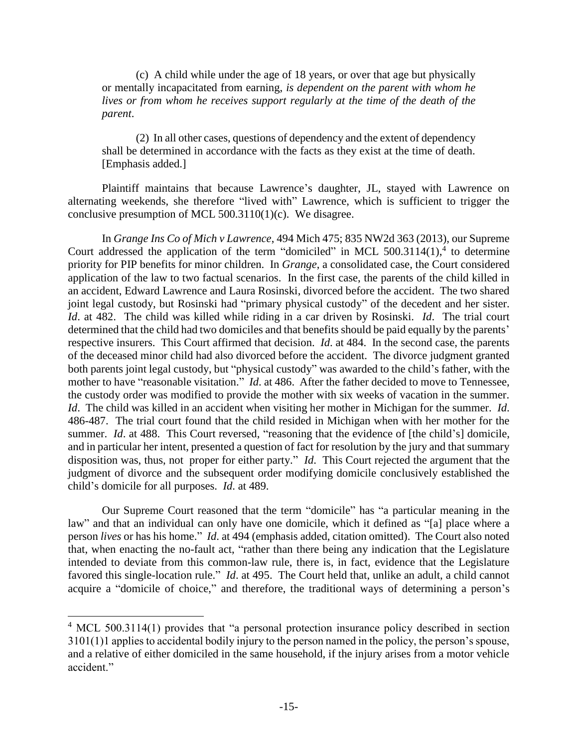(c) A child while under the age of 18 years, or over that age but physically or mentally incapacitated from earning, *is dependent on the parent with whom he lives or from whom he receives support regularly at the time of the death of the parent*.

(2) In all other cases, questions of dependency and the extent of dependency shall be determined in accordance with the facts as they exist at the time of death. [Emphasis added.]

Plaintiff maintains that because Lawrence's daughter, JL, stayed with Lawrence on alternating weekends, she therefore "lived with" Lawrence, which is sufficient to trigger the conclusive presumption of MCL 500.3110(1)(c). We disagree.

In *Grange Ins Co of Mich v Lawrence*, 494 Mich 475; 835 NW2d 363 (2013), our Supreme Court addressed the application of the term "domiciled" in MCL 500.3114(1),[4] to determine priority for PIP benefits for minor children. In *Grange*, a consolidated case, the Court considered application of the law to two factual scenarios. In the first case, the parents of the child killed in an accident, Edward Lawrence and Laura Rosinski, divorced before the accident. The two shared joint legal custody, but Rosinski had "primary physical custody" of the decedent and her sister. *Id*. at 482. The child was killed while riding in a car driven by Rosinski. *Id*. The trial court determined that the child had two domiciles and that benefits should be paid equally by the parents' respective insurers. This Court affirmed that decision. *Id*. at 484. In the second case, the parents of the deceased minor child had also divorced before the accident. The divorce judgment granted both parents joint legal custody, but "physical custody" was awarded to the child's father, with the mother to have "reasonable visitation." *Id*. at 486. After the father decided to move to Tennessee, the custody order was modified to provide the mother with six weeks of vacation in the summer. *Id*. The child was killed in an accident when visiting her mother in Michigan for the summer. *Id*. 486-487. The trial court found that the child resided in Michigan when with her mother for the summer. *Id*. at 488. This Court reversed, "reasoning that the evidence of [the child's] domicile, and in particular her intent, presented a question of fact for resolution by the jury and that summary disposition was, thus, not proper for either party." *Id*. This Court rejected the argument that the judgment of divorce and the subsequent order modifying domicile conclusively established the child's domicile for all purposes. *Id*. at 489.

Our Supreme Court reasoned that the term "domicile" has "a particular meaning in the law" and that an individual can only have one domicile, which it defined as "[a] place where a person *lives* or has his home." *Id*. at 494 (emphasis added, citation omitted). The Court also noted that, when enacting the no-fault act, "rather than there being any indication that the Legislature intended to deviate from this common-law rule, there is, in fact, evidence that the Legislature favored this single-location rule." *Id*. at 495. The Court held that, unlike an adult, a child cannot acquire a "domicile of choice," and therefore, the traditional ways of determining a person's

---

[4] MCL 500.3114(1) provides that "a personal protection insurance policy described in section 3101(1)1 applies to accidental bodily injury to the person named in the policy, the person's spouse, and a relative of either domiciled in the same household, if the injury arises from a motor vehicle accident."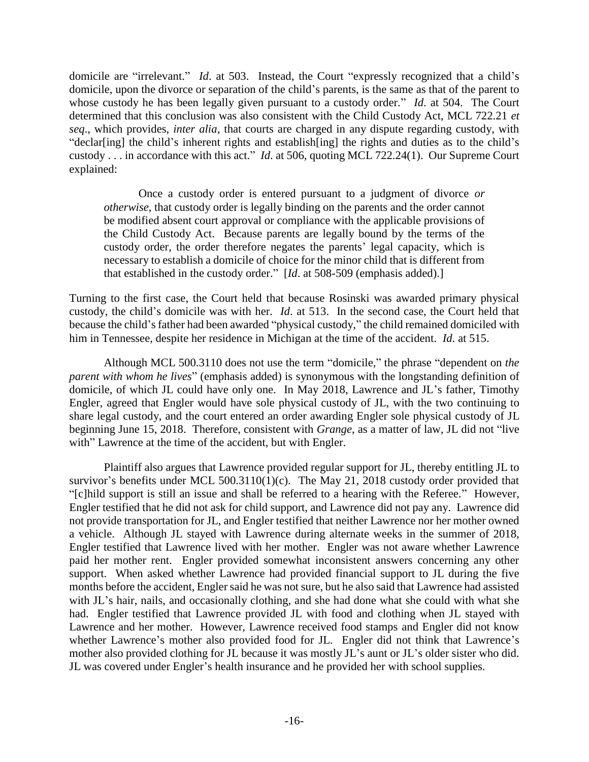domicile are "irrelevant." *Id*. at 503. Instead, the Court "expressly recognized that a child's domicile, upon the divorce or separation of the child's parents, is the same as that of the parent to whose custody he has been legally given pursuant to a custody order." *Id*. at 504. The Court determined that this conclusion was also consistent with the Child Custody Act, MCL 722.21 *et seq*., which provides, *inter alia*, that courts are charged in any dispute regarding custody, with "declar[ing] the child's inherent rights and establish[ing] the rights and duties as to the child's custody . . . in accordance with this act." *Id*. at 506, quoting MCL 722.24(1). Our Supreme Court explained:

> Once a custody order is entered pursuant to a judgment of divorce *or otherwise*, that custody order is legally binding on the parents and the order cannot be modified absent court approval or compliance with the applicable provisions of the Child Custody Act. Because parents are legally bound by the terms of the custody order, the order therefore negates the parents' legal capacity, which is necessary to establish a domicile of choice for the minor child that is different from that established in the custody order." [*Id*. at 508-509 (emphasis added).]

Turning to the first case, the Court held that because Rosinski was awarded primary physical custody, the child's domicile was with her. *Id*. at 513. In the second case, the Court held that because the child's father had been awarded "physical custody," the child remained domiciled with him in Tennessee, despite her residence in Michigan at the time of the accident. *Id*. at 515.

Although MCL 500.3110 does not use the term "domicile," the phrase "dependent on *the parent with whom he lives*" (emphasis added) is synonymous with the longstanding definition of domicile, of which JL could have only one. In May 2018, Lawrence and JL's father, Timothy Engler, agreed that Engler would have sole physical custody of JL, with the two continuing to share legal custody, and the court entered an order awarding Engler sole physical custody of JL beginning June 15, 2018. Therefore, consistent with *Grange*, as a matter of law, JL did not "live with" Lawrence at the time of the accident, but with Engler.

Plaintiff also argues that Lawrence provided regular support for JL, thereby entitling JL to survivor's benefits under MCL 500.3110(1)(c). The May 21, 2018 custody order provided that "[c]hild support is still an issue and shall be referred to a hearing with the Referee." However, Engler testified that he did not ask for child support, and Lawrence did not pay any. Lawrence did not provide transportation for JL, and Engler testified that neither Lawrence nor her mother owned a vehicle. Although JL stayed with Lawrence during alternate weeks in the summer of 2018, Engler testified that Lawrence lived with her mother. Engler was not aware whether Lawrence paid her mother rent. Engler provided somewhat inconsistent answers concerning any other support. When asked whether Lawrence had provided financial support to JL during the five months before the accident, Engler said he was not sure, but he also said that Lawrence had assisted with JL's hair, nails, and occasionally clothing, and she had done what she could with what she had. Engler testified that Lawrence provided JL with food and clothing when JL stayed with Lawrence and her mother. However, Lawrence received food stamps and Engler did not know whether Lawrence's mother also provided food for JL. Engler did not think that Lawrence's mother also provided clothing for JL because it was mostly JL's aunt or JL's older sister who did. JL was covered under Engler's health insurance and he provided her with school supplies.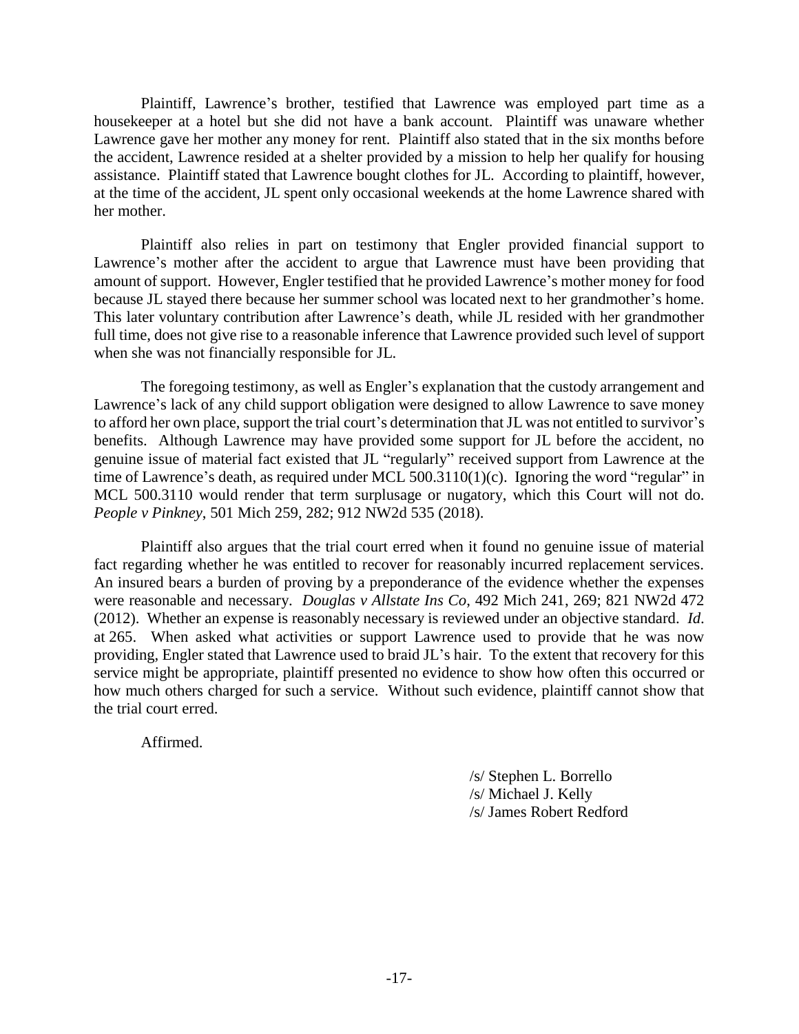Plaintiff, Lawrence's brother, testified that Lawrence was employed part time as a housekeeper at a hotel but she did not have a bank account. Plaintiff was unaware whether Lawrence gave her mother any money for rent. Plaintiff also stated that in the six months before the accident, Lawrence resided at a shelter provided by a mission to help her qualify for housing assistance. Plaintiff stated that Lawrence bought clothes for JL. According to plaintiff, however, at the time of the accident, JL spent only occasional weekends at the home Lawrence shared with her mother.

Plaintiff also relies in part on testimony that Engler provided financial support to Lawrence's mother after the accident to argue that Lawrence must have been providing that amount of support. However, Engler testified that he provided Lawrence's mother money for food because JL stayed there because her summer school was located next to her grandmother's home. This later voluntary contribution after Lawrence's death, while JL resided with her grandmother full time, does not give rise to a reasonable inference that Lawrence provided such level of support when she was not financially responsible for JL.

The foregoing testimony, as well as Engler's explanation that the custody arrangement and Lawrence's lack of any child support obligation were designed to allow Lawrence to save money to afford her own place, support the trial court's determination that JL was not entitled to survivor's benefits. Although Lawrence may have provided some support for JL before the accident, no genuine issue of material fact existed that JL "regularly" received support from Lawrence at the time of Lawrence's death, as required under MCL 500.3110(1)(c). Ignoring the word "regular" in MCL 500.3110 would render that term surplusage or nugatory, which this Court will not do. *People v Pinkney*, 501 Mich 259, 282; 912 NW2d 535 (2018).

Plaintiff also argues that the trial court erred when it found no genuine issue of material fact regarding whether he was entitled to recover for reasonably incurred replacement services. An insured bears a burden of proving by a preponderance of the evidence whether the expenses were reasonable and necessary. *Douglas v Allstate Ins Co*, 492 Mich 241, 269; 821 NW2d 472 (2012). Whether an expense is reasonably necessary is reviewed under an objective standard. *Id.* at 265. When asked what activities or support Lawrence used to provide that he was now providing, Engler stated that Lawrence used to braid JL's hair. To the extent that recovery for this service might be appropriate, plaintiff presented no evidence to show how often this occurred or how much others charged for such a service. Without such evidence, plaintiff cannot show that the trial court erred.

Affirmed.

/s/ Stephen L. Borrello
/s/ Michael J. Kelly
/s/ James Robert Redford